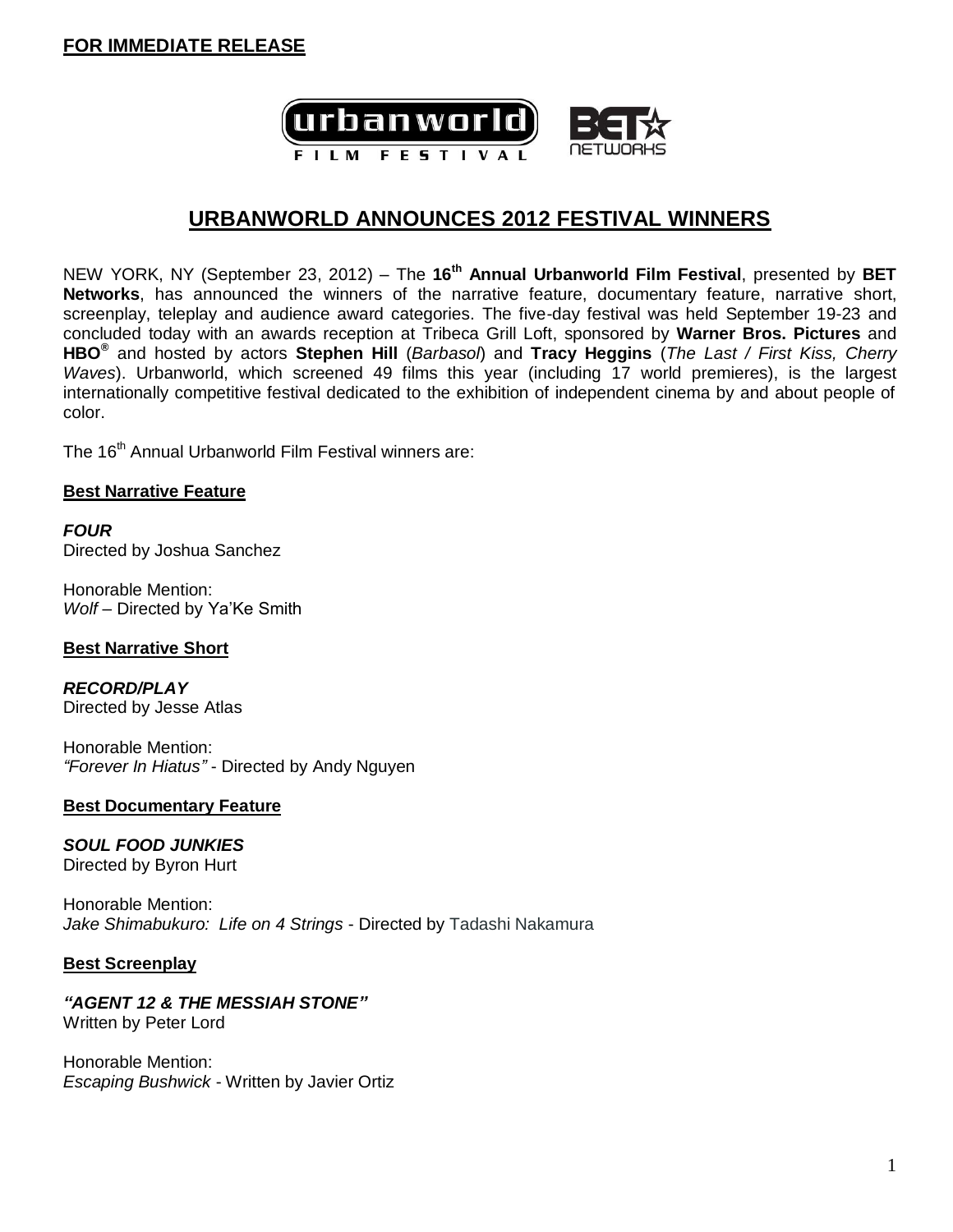**FOR IMMEDIATE RELEASE**

# URBANWORLD ANNOUNCES 2012 FESTIVAL WINNERS

NEW YORK, NY (September 23, 2012) – The **16th Annual Urbanworld Film Festival**, presented by **BET Networks**, has announced the winners of the narrative feature, documentary feature, narrative short, screenplay, teleplay and audience award categories. The five-day festival was held September 19-23 and concluded today with an awards reception at Tribeca Grill Loft, sponsored by **Warner Bros. Pictures** and **HBO®** and hosted by actors **Stephen Hill** (*Barbasol*) and **Tracy Heggins** (*The Last / First Kiss, Cherry Waves*). Urbanworld, which screened 49 films this year (including 17 world premieres), is the largest internationally competitive festival dedicated to the exhibition of independent cinema by and about people of color.

The 16th Annual Urbanworld Film Festival winners are:

## Best Narrative Feature

***FOUR***
Directed by Joshua Sanchez

Honorable Mention:
*Wolf* – Directed by Ya'Ke Smith

## Best Narrative Short

***RECORD/PLAY***
Directed by Jesse Atlas

Honorable Mention:
*"Forever In Hiatus"* - Directed by Andy Nguyen

## Best Documentary Feature

***SOUL FOOD JUNKIES***
Directed by Byron Hurt

Honorable Mention:
*Jake Shimabukuro: Life on 4 Strings* - Directed by Tadashi Nakamura

## Best Screenplay

***"AGENT 12 & THE MESSIAH STONE"***
Written by Peter Lord

Honorable Mention:
*Escaping Bushwick* - Written by Javier Ortiz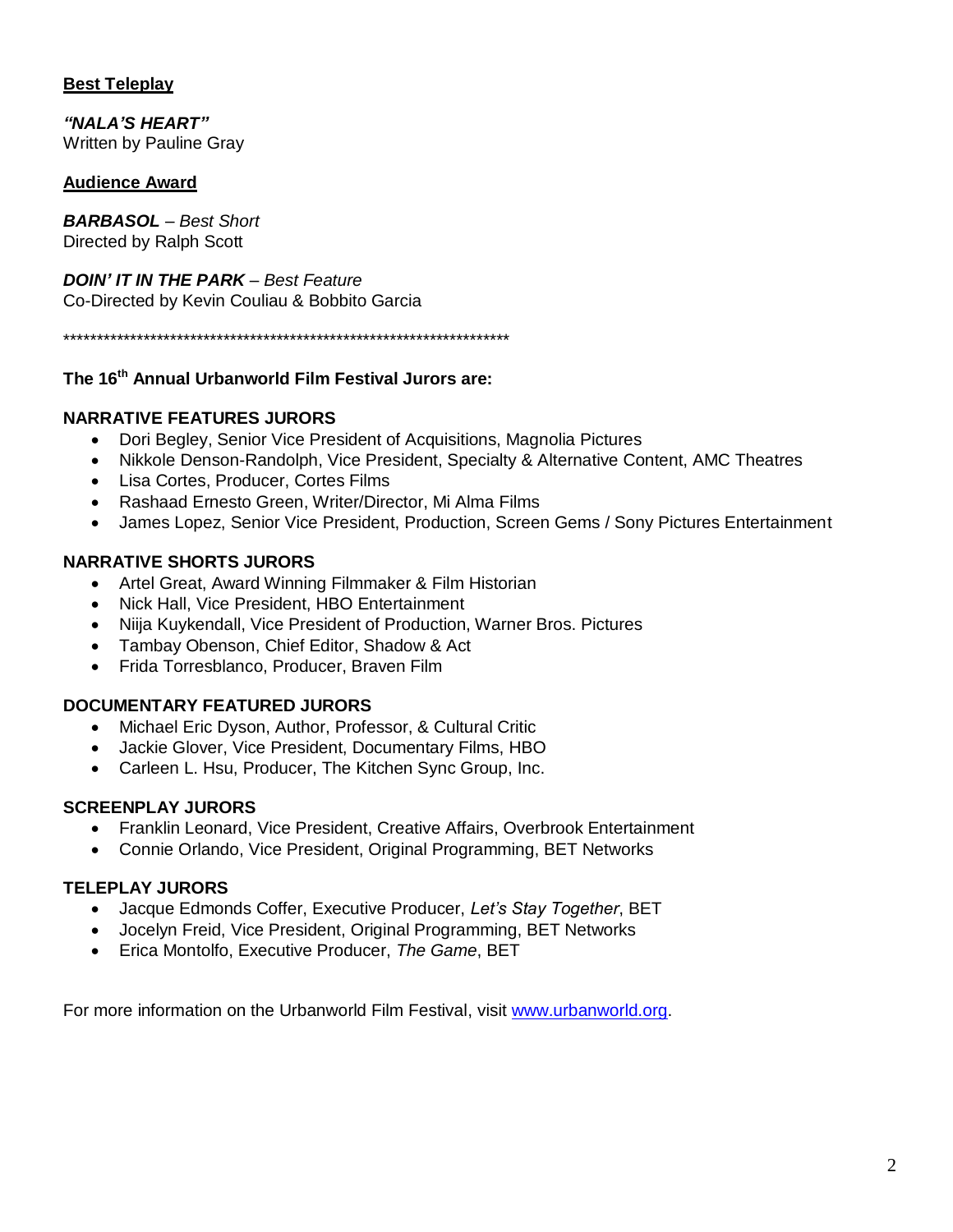**Best Teleplay**

***"NALA'S HEART"***
Written by Pauline Gray

**Audience Award**

***BARBASOL*** *– Best Short*
Directed by Ralph Scott

***DOIN' IT IN THE PARK*** *– Best Feature*
Co-Directed by Kevin Couliau & Bobbito Garcia

**********************************************************************

**The 16th Annual Urbanworld Film Festival Jurors are:**

**NARRATIVE FEATURES JURORS**

- Dori Begley, Senior Vice President of Acquisitions, Magnolia Pictures
- Nikkole Denson-Randolph, Vice President, Specialty & Alternative Content, AMC Theatres
- Lisa Cortes, Producer, Cortes Films
- Rashaad Ernesto Green, Writer/Director, Mi Alma Films
- James Lopez, Senior Vice President, Production, Screen Gems / Sony Pictures Entertainment

**NARRATIVE SHORTS JURORS**

- Artel Great, Award Winning Filmmaker & Film Historian
- Nick Hall, Vice President, HBO Entertainment
- Niija Kuykendall, Vice President of Production, Warner Bros. Pictures
- Tambay Obenson, Chief Editor, Shadow & Act
- Frida Torresblanco, Producer, Braven Film

**DOCUMENTARY FEATURED JURORS**

- Michael Eric Dyson, Author, Professor, & Cultural Critic
- Jackie Glover, Vice President, Documentary Films, HBO
- Carleen L. Hsu, Producer, The Kitchen Sync Group, Inc.

**SCREENPLAY JURORS**

- Franklin Leonard, Vice President, Creative Affairs, Overbrook Entertainment
- Connie Orlando, Vice President, Original Programming, BET Networks

**TELEPLAY JURORS**

- Jacque Edmonds Coffer, Executive Producer, *Let's Stay Together*, BET
- Jocelyn Freid, Vice President, Original Programming, BET Networks
- Erica Montolfo, Executive Producer, *The Game*, BET

For more information on the Urbanworld Film Festival, visit www.urbanworld.org.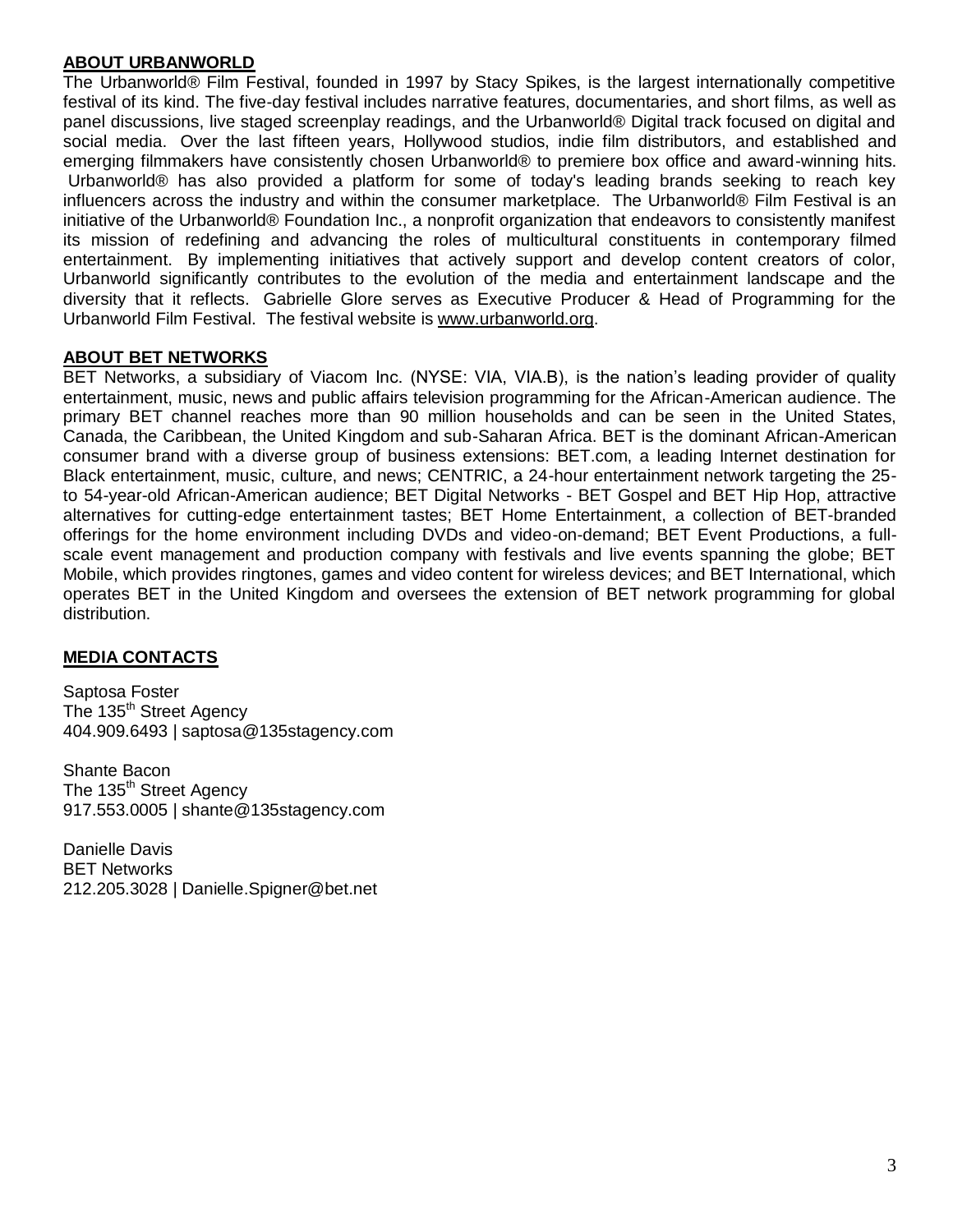## ABOUT URBANWORLD

The Urbanworld® Film Festival, founded in 1997 by Stacy Spikes, is the largest internationally competitive festival of its kind. The five-day festival includes narrative features, documentaries, and short films, as well as panel discussions, live staged screenplay readings, and the Urbanworld® Digital track focused on digital and social media. Over the last fifteen years, Hollywood studios, indie film distributors, and established and emerging filmmakers have consistently chosen Urbanworld® to premiere box office and award-winning hits. Urbanworld® has also provided a platform for some of today's leading brands seeking to reach key influencers across the industry and within the consumer marketplace. The Urbanworld® Film Festival is an initiative of the Urbanworld® Foundation Inc., a nonprofit organization that endeavors to consistently manifest its mission of redefining and advancing the roles of multicultural constituents in contemporary filmed entertainment. By implementing initiatives that actively support and develop content creators of color, Urbanworld significantly contributes to the evolution of the media and entertainment landscape and the diversity that it reflects. Gabrielle Glore serves as Executive Producer & Head of Programming for the Urbanworld Film Festival. The festival website is www.urbanworld.org.

## ABOUT BET NETWORKS

BET Networks, a subsidiary of Viacom Inc. (NYSE: VIA, VIA.B), is the nation's leading provider of quality entertainment, music, news and public affairs television programming for the African-American audience. The primary BET channel reaches more than 90 million households and can be seen in the United States, Canada, the Caribbean, the United Kingdom and sub-Saharan Africa. BET is the dominant African-American consumer brand with a diverse group of business extensions: BET.com, a leading Internet destination for Black entertainment, music, culture, and news; CENTRIC, a 24-hour entertainment network targeting the 25- to 54-year-old African-American audience; BET Digital Networks - BET Gospel and BET Hip Hop, attractive alternatives for cutting-edge entertainment tastes; BET Home Entertainment, a collection of BET-branded offerings for the home environment including DVDs and video-on-demand; BET Event Productions, a full-scale event management and production company with festivals and live events spanning the globe; BET Mobile, which provides ringtones, games and video content for wireless devices; and BET International, which operates BET in the United Kingdom and oversees the extension of BET network programming for global distribution.

## MEDIA CONTACTS

Saptosa Foster
The 135th Street Agency
404.909.6493 | saptosa@135stagency.com

Shante Bacon
The 135th Street Agency
917.553.0005 | shante@135stagency.com

Danielle Davis
BET Networks
212.205.3028 | Danielle.Spigner@bet.net